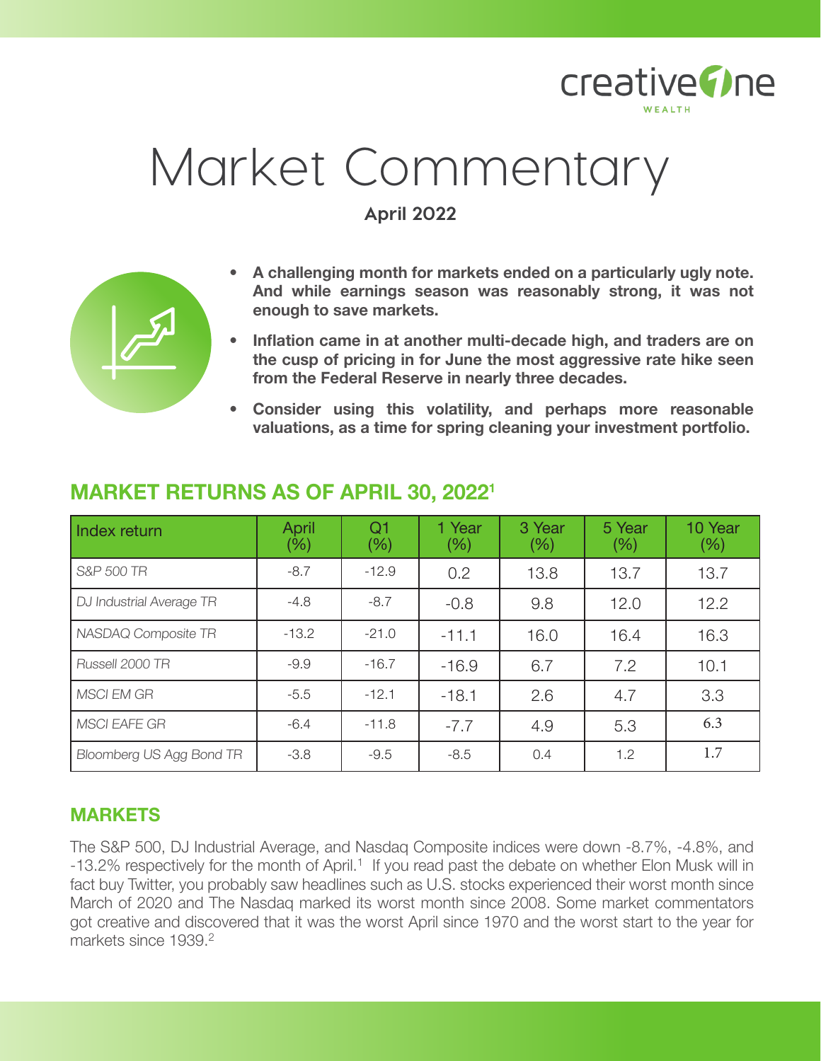# Market Commentary

**April 2022**

- **A challenging month for markets ended on a particularly ugly note. And while earnings season was reasonably strong, it was not enough to save markets.**
- **Inflation came in at another multi-decade high, and traders are on the cusp of pricing in for June the most aggressive rate hike seen from the Federal Reserve in nearly three decades.**
- **Consider using this volatility, and perhaps more reasonable valuations, as a time for spring cleaning your investment portfolio.**

## MARKET RETURNS AS OF APRIL 30, 2022[1]

| Index return | April (%) | Q1 (%) | 1 Year (%) | 3 Year (%) | 5 Year (%) | 10 Year (%) |
|---|---|---|---|---|---|---|
| *S&P 500 TR* | -8.7 | -12.9 | 0.2 | 13.8 | 13.7 | 13.7 |
| *DJ Industrial Average TR* | -4.8 | -8.7 | -0.8 | 9.8 | 12.0 | 12.2 |
| *NASDAQ Composite TR* | -13.2 | -21.0 | -11.1 | 16.0 | 16.4 | 16.3 |
| *Russell 2000 TR* | -9.9 | -16.7 | -16.9 | 6.7 | 7.2 | 10.1 |
| *MSCI EM GR* | -5.5 | -12.1 | -18.1 | 2.6 | 4.7 | 3.3 |
| *MSCI EAFE GR* | -6.4 | -11.8 | -7.7 | 4.9 | 5.3 | 6.3 |
| *Bloomberg US Agg Bond TR* | -3.8 | -9.5 | -8.5 | 0.4 | 1.2 | 1.7 |

## MARKETS

The S&P 500, DJ Industrial Average, and Nasdaq Composite indices were down -8.7%, -4.8%, and -13.2% respectively for the month of April.[1] If you read past the debate on whether Elon Musk will in fact buy Twitter, you probably saw headlines such as U.S. stocks experienced their worst month since March of 2020 and The Nasdaq marked its worst month since 2008. Some market commentators got creative and discovered that it was the worst April since 1970 and the worst start to the year for markets since 1939.[2]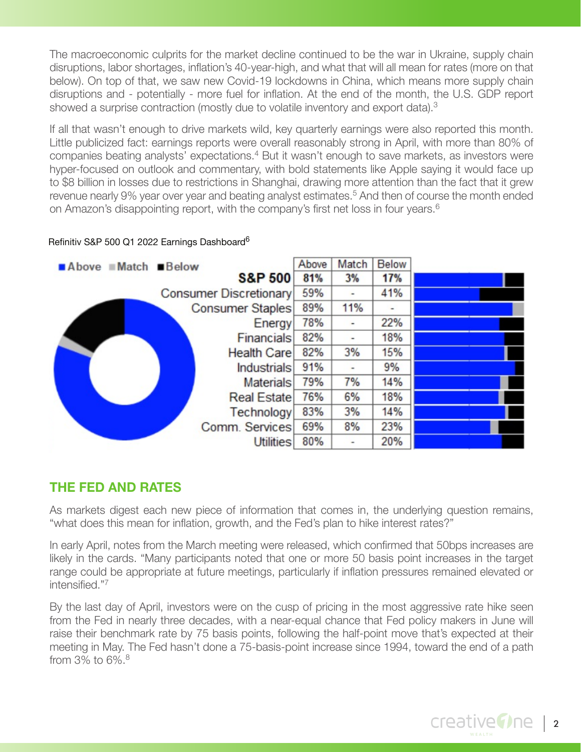The macroeconomic culprits for the market decline continued to be the war in Ukraine, supply chain disruptions, labor shortages, inflation's 40-year-high, and what that will all mean for rates (more on that below). On top of that, we saw new Covid-19 lockdowns in China, which means more supply chain disruptions and - potentially - more fuel for inflation. At the end of the month, the U.S. GDP report showed a surprise contraction (mostly due to volatile inventory and export data).[3]

If all that wasn't enough to drive markets wild, key quarterly earnings were also reported this month. Little publicized fact: earnings reports were overall reasonably strong in April, with more than 80% of companies beating analysts' expectations.[4] But it wasn't enough to save markets, as investors were hyper-focused on outlook and commentary, with bold statements like Apple saying it would face up to $8 billion in losses due to restrictions in Shanghai, drawing more attention than the fact that it grew revenue nearly 9% year over year and beating analyst estimates.[5] And then of course the month ended on Amazon's disappointing report, with the company's first net loss in four years.[6]

Refinitiv S&P 500 Q1 2022 Earnings Dashboard[6]

| | Above | Match | Below |
|---|---|---|---|
| **S&P 500** | **81%** | **3%** | **17%** |
| Consumer Discretionary | 59% | - | 41% |
| Consumer Staples | 89% | 11% | - |
| Energy | 78% | - | 22% |
| Financials | 82% | - | 18% |
| Health Care | 82% | 3% | 15% |
| Industrials | 91% | - | 9% |
| Materials | 79% | 7% | 14% |
| Real Estate | 76% | 6% | 18% |
| Technology | 83% | 3% | 14% |
| Comm. Services | 69% | 8% | 23% |
| Utilities | 80% | - | 20% |

## THE FED AND RATES

As markets digest each new piece of information that comes in, the underlying question remains, "what does this mean for inflation, growth, and the Fed's plan to hike interest rates?"

In early April, notes from the March meeting were released, which confirmed that 50bps increases are likely in the cards. "Many participants noted that one or more 50 basis point increases in the target range could be appropriate at future meetings, particularly if inflation pressures remained elevated or intensified."[7]

By the last day of April, investors were on the cusp of pricing in the most aggressive rate hike seen from the Fed in nearly three decades, with a near-equal chance that Fed policy makers in June will raise their benchmark rate by 75 basis points, following the half-point move that's expected at their meeting in May. The Fed hasn't done a 75-basis-point increase since 1994, toward the end of a path from 3% to 6%.[8]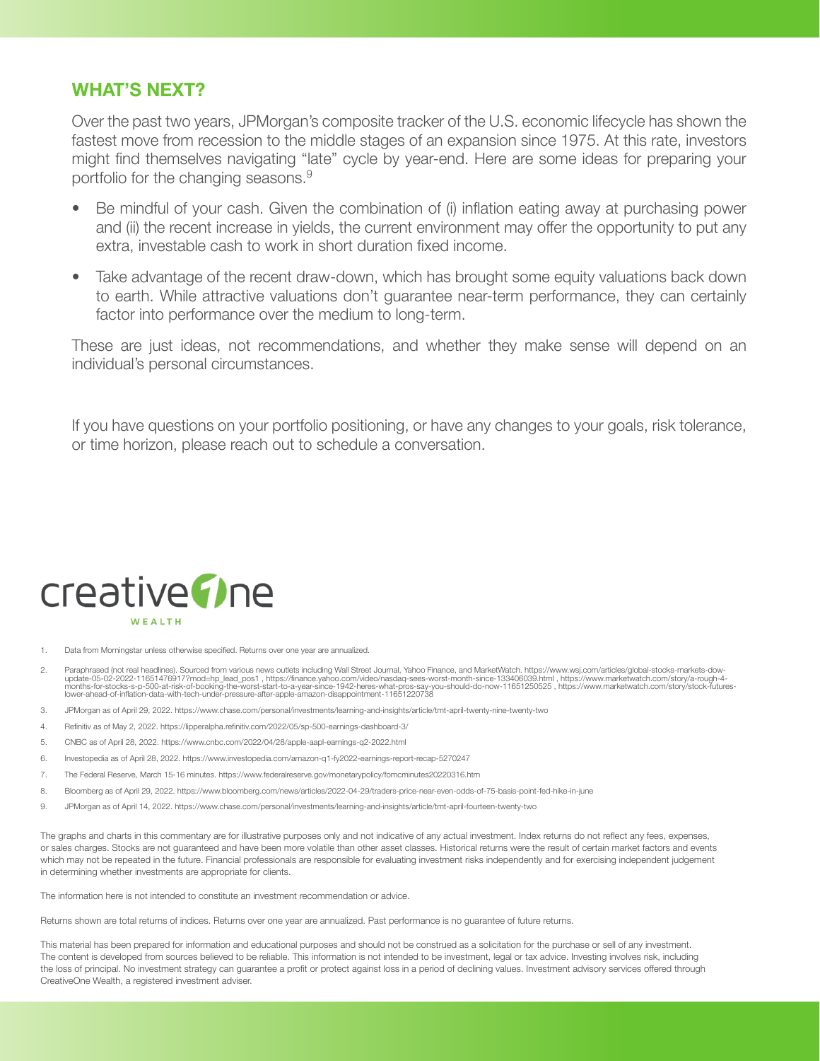## WHAT'S NEXT?

Over the past two years, JPMorgan's composite tracker of the U.S. economic lifecycle has shown the fastest move from recession to the middle stages of an expansion since 1975. At this rate, investors might find themselves navigating "late" cycle by year-end. Here are some ideas for preparing your portfolio for the changing seasons.[9]

- Be mindful of your cash. Given the combination of (i) inflation eating away at purchasing power and (ii) the recent increase in yields, the current environment may offer the opportunity to put any extra, investable cash to work in short duration fixed income.
- Take advantage of the recent draw-down, which has brought some equity valuations back down to earth. While attractive valuations don't guarantee near-term performance, they can certainly factor into performance over the medium to long-term.

These are just ideas, not recommendations, and whether they make sense will depend on an individual's personal circumstances.

If you have questions on your portfolio positioning, or have any changes to your goals, risk tolerance, or time horizon, please reach out to schedule a conversation.

creativeOne WEALTH

1. Data from Morningstar unless otherwise specified. Returns over one year are annualized.
2. Paraphrased (not real headlines). Sourced from various news outlets including Wall Street Journal, Yahoo Finance, and MarketWatch. https://www.wsj.com/articles/global-stocks-markets-dow-update-05-02-2022-11651476917?mod=hp_lead_pos1 , https://finance.yahoo.com/video/nasdaq-sees-worst-month-since-133406039.html , https://www.marketwatch.com/story/a-rough-4-months-for-stocks-s-p-500-at-risk-of-booking-the-worst-start-to-a-year-since-1942-heres-what-pros-say-you-should-do-now-11651250525 , https://www.marketwatch.com/story/stock-futures-lower-ahead-of-inflation-data-with-tech-under-pressure-after-apple-amazon-disappointment-11651220738
3. JPMorgan as of April 29, 2022. https://www.chase.com/personal/investments/learning-and-insights/article/tmt-april-twenty-nine-twenty-two
4. Refinitiv as of May 2, 2022. https://lipperalpha.refinitiv.com/2022/05/sp-500-earnings-dashboard-3/
5. CNBC as of April 28, 2022. https://www.cnbc.com/2022/04/28/apple-aapl-earnings-q2-2022.html
6. Investopedia as of April 28, 2022. https://www.investopedia.com/amazon-q1-fy2022-earnings-report-recap-5270247
7. The Federal Reserve, March 15-16 minutes. https://www.federalreserve.gov/monetarypolicy/fomcminutes20220316.htm
8. Bloomberg as of April 29, 2022. https://www.bloomberg.com/news/articles/2022-04-29/traders-price-near-even-odds-of-75-basis-point-fed-hike-in-june
9. JPMorgan as of April 14, 2022. https://www.chase.com/personal/investments/learning-and-insights/article/tmt-april-fourteen-twenty-two

The graphs and charts in this commentary are for illustrative purposes only and not indicative of any actual investment. Index returns do not reflect any fees, expenses, or sales charges. Stocks are not guaranteed and have been more volatile than other asset classes. Historical returns were the result of certain market factors and events which may not be repeated in the future. Financial professionals are responsible for evaluating investment risks independently and for exercising independent judgement in determining whether investments are appropriate for clients.

The information here is not intended to constitute an investment recommendation or advice.

Returns shown are total returns of indices. Returns over one year are annualized. Past performance is no guarantee of future returns.

This material has been prepared for information and educational purposes and should not be construed as a solicitation for the purchase or sell of any investment. The content is developed from sources believed to be reliable. This information is not intended to be investment, legal or tax advice. Investing involves risk, including the loss of principal. No investment strategy can guarantee a profit or protect against loss in a period of declining values. Investment advisory services offered through CreativeOne Wealth, a registered investment adviser.